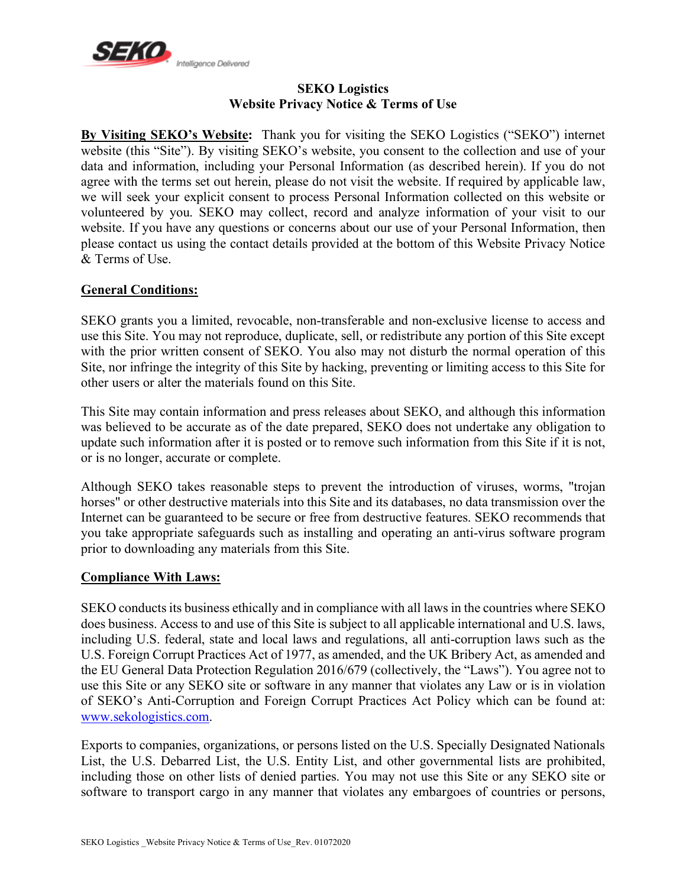# SEKO Logistics
## Website Privacy Notice & Terms of Use

**By Visiting SEKO's Website:** Thank you for visiting the SEKO Logistics ("SEKO") internet website (this "Site"). By visiting SEKO's website, you consent to the collection and use of your data and information, including your Personal Information (as described herein). If you do not agree with the terms set out herein, please do not visit the website. If required by applicable law, we will seek your explicit consent to process Personal Information collected on this website or volunteered by you. SEKO may collect, record and analyze information of your visit to our website. If you have any questions or concerns about our use of your Personal Information, then please contact us using the contact details provided at the bottom of this Website Privacy Notice & Terms of Use.

**General Conditions:**

SEKO grants you a limited, revocable, non-transferable and non-exclusive license to access and use this Site. You may not reproduce, duplicate, sell, or redistribute any portion of this Site except with the prior written consent of SEKO. You also may not disturb the normal operation of this Site, nor infringe the integrity of this Site by hacking, preventing or limiting access to this Site for other users or alter the materials found on this Site.

This Site may contain information and press releases about SEKO, and although this information was believed to be accurate as of the date prepared, SEKO does not undertake any obligation to update such information after it is posted or to remove such information from this Site if it is not, or is no longer, accurate or complete.

Although SEKO takes reasonable steps to prevent the introduction of viruses, worms, "trojan horses" or other destructive materials into this Site and its databases, no data transmission over the Internet can be guaranteed to be secure or free from destructive features. SEKO recommends that you take appropriate safeguards such as installing and operating an anti-virus software program prior to downloading any materials from this Site.

**Compliance With Laws:**

SEKO conducts its business ethically and in compliance with all laws in the countries where SEKO does business. Access to and use of this Site is subject to all applicable international and U.S. laws, including U.S. federal, state and local laws and regulations, all anti-corruption laws such as the U.S. Foreign Corrupt Practices Act of 1977, as amended, and the UK Bribery Act, as amended and the EU General Data Protection Regulation 2016/679 (collectively, the "Laws"). You agree not to use this Site or any SEKO site or software in any manner that violates any Law or is in violation of SEKO's Anti-Corruption and Foreign Corrupt Practices Act Policy which can be found at: www.sekologistics.com.

Exports to companies, organizations, or persons listed on the U.S. Specially Designated Nationals List, the U.S. Debarred List, the U.S. Entity List, and other governmental lists are prohibited, including those on other lists of denied parties. You may not use this Site or any SEKO site or software to transport cargo in any manner that violates any embargoes of countries or persons,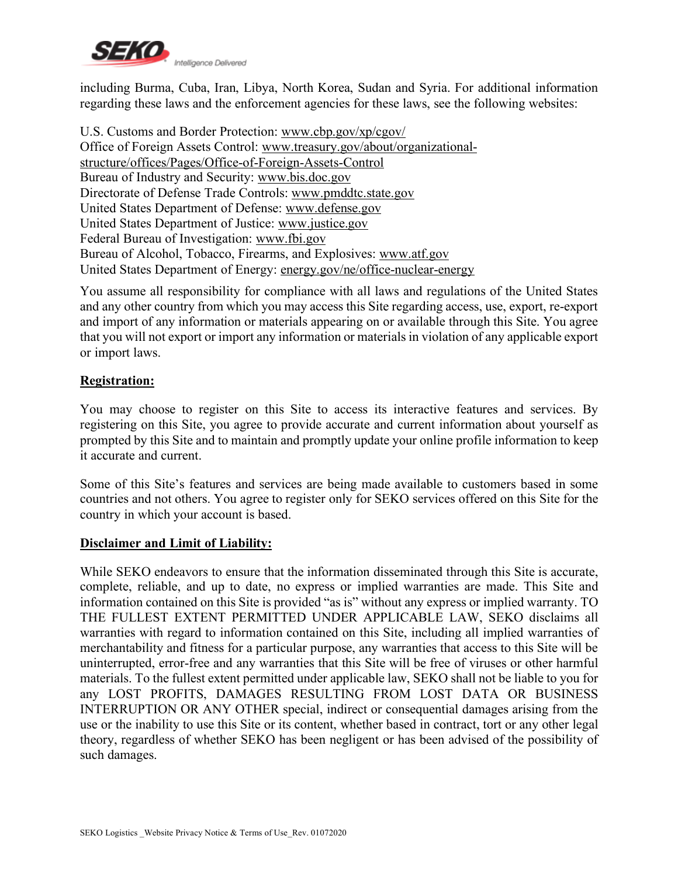including Burma, Cuba, Iran, Libya, North Korea, Sudan and Syria. For additional information regarding these laws and the enforcement agencies for these laws, see the following websites:

U.S. Customs and Border Protection: www.cbp.gov/xp/cgov/
Office of Foreign Assets Control: www.treasury.gov/about/organizational-structure/offices/Pages/Office-of-Foreign-Assets-Control
Bureau of Industry and Security: www.bis.doc.gov
Directorate of Defense Trade Controls: www.pmddtc.state.gov
United States Department of Defense: www.defense.gov
United States Department of Justice: www.justice.gov
Federal Bureau of Investigation: www.fbi.gov
Bureau of Alcohol, Tobacco, Firearms, and Explosives: www.atf.gov
United States Department of Energy: energy.gov/ne/office-nuclear-energy

You assume all responsibility for compliance with all laws and regulations of the United States and any other country from which you may access this Site regarding access, use, export, re-export and import of any information or materials appearing on or available through this Site. You agree that you will not export or import any information or materials in violation of any applicable export or import laws.

**Registration:**

You may choose to register on this Site to access its interactive features and services. By registering on this Site, you agree to provide accurate and current information about yourself as prompted by this Site and to maintain and promptly update your online profile information to keep it accurate and current.

Some of this Site's features and services are being made available to customers based in some countries and not others. You agree to register only for SEKO services offered on this Site for the country in which your account is based.

**Disclaimer and Limit of Liability:**

While SEKO endeavors to ensure that the information disseminated through this Site is accurate, complete, reliable, and up to date, no express or implied warranties are made. This Site and information contained on this Site is provided "as is" without any express or implied warranty. TO THE FULLEST EXTENT PERMITTED UNDER APPLICABLE LAW, SEKO disclaims all warranties with regard to information contained on this Site, including all implied warranties of merchantability and fitness for a particular purpose, any warranties that access to this Site will be uninterrupted, error-free and any warranties that this Site will be free of viruses or other harmful materials. To the fullest extent permitted under applicable law, SEKO shall not be liable to you for any LOST PROFITS, DAMAGES RESULTING FROM LOST DATA OR BUSINESS INTERRUPTION OR ANY OTHER special, indirect or consequential damages arising from the use or the inability to use this Site or its content, whether based in contract, tort or any other legal theory, regardless of whether SEKO has been negligent or has been advised of the possibility of such damages.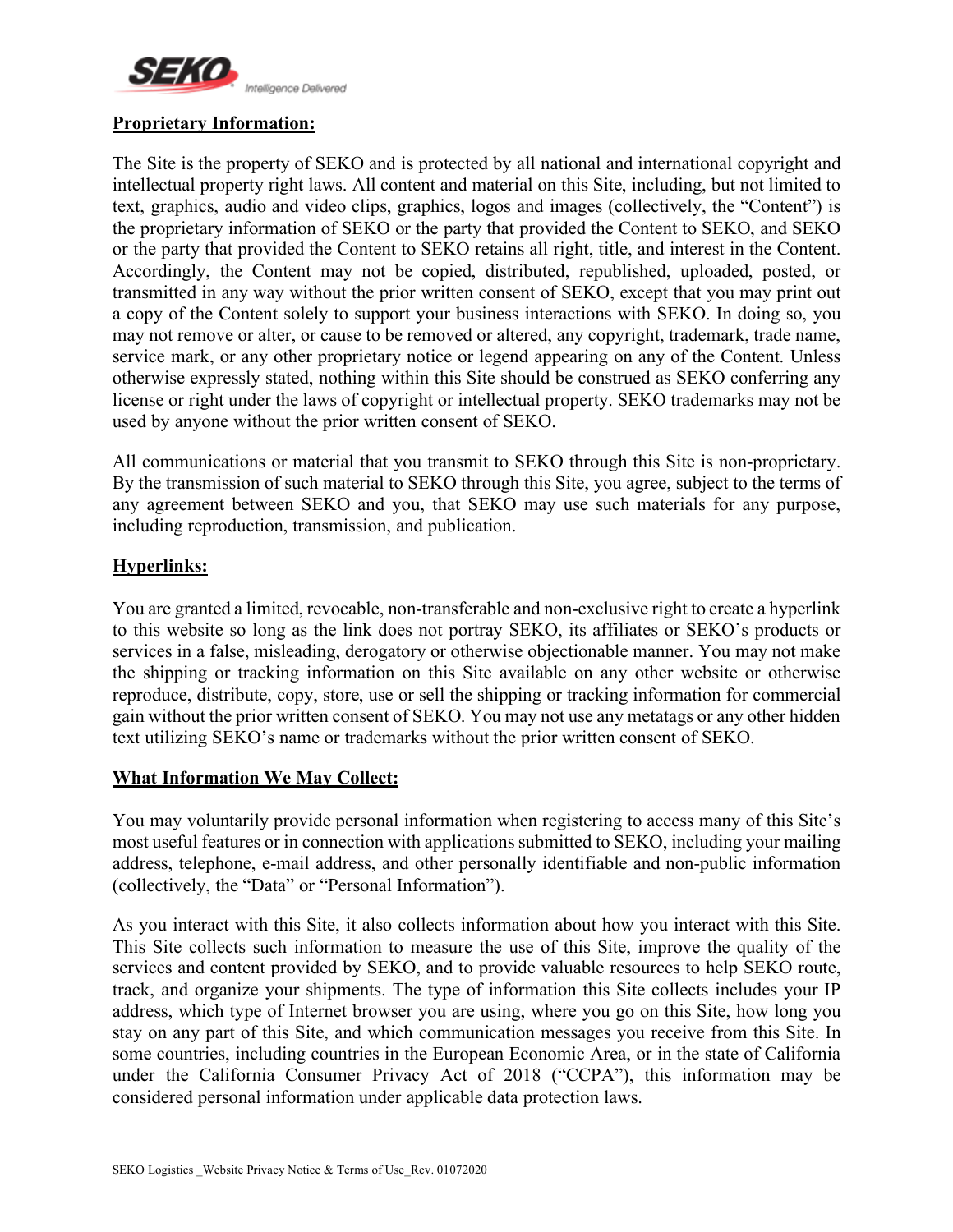**Proprietary Information:**

The Site is the property of SEKO and is protected by all national and international copyright and intellectual property right laws. All content and material on this Site, including, but not limited to text, graphics, audio and video clips, graphics, logos and images (collectively, the "Content") is the proprietary information of SEKO or the party that provided the Content to SEKO, and SEKO or the party that provided the Content to SEKO retains all right, title, and interest in the Content. Accordingly, the Content may not be copied, distributed, republished, uploaded, posted, or transmitted in any way without the prior written consent of SEKO, except that you may print out a copy of the Content solely to support your business interactions with SEKO. In doing so, you may not remove or alter, or cause to be removed or altered, any copyright, trademark, trade name, service mark, or any other proprietary notice or legend appearing on any of the Content. Unless otherwise expressly stated, nothing within this Site should be construed as SEKO conferring any license or right under the laws of copyright or intellectual property. SEKO trademarks may not be used by anyone without the prior written consent of SEKO.

All communications or material that you transmit to SEKO through this Site is non-proprietary. By the transmission of such material to SEKO through this Site, you agree, subject to the terms of any agreement between SEKO and you, that SEKO may use such materials for any purpose, including reproduction, transmission, and publication.

**Hyperlinks:**

You are granted a limited, revocable, non-transferable and non-exclusive right to create a hyperlink to this website so long as the link does not portray SEKO, its affiliates or SEKO's products or services in a false, misleading, derogatory or otherwise objectionable manner. You may not make the shipping or tracking information on this Site available on any other website or otherwise reproduce, distribute, copy, store, use or sell the shipping or tracking information for commercial gain without the prior written consent of SEKO. You may not use any metatags or any other hidden text utilizing SEKO's name or trademarks without the prior written consent of SEKO.

**What Information We May Collect:**

You may voluntarily provide personal information when registering to access many of this Site's most useful features or in connection with applications submitted to SEKO, including your mailing address, telephone, e-mail address, and other personally identifiable and non-public information (collectively, the "Data" or "Personal Information").

As you interact with this Site, it also collects information about how you interact with this Site. This Site collects such information to measure the use of this Site, improve the quality of the services and content provided by SEKO, and to provide valuable resources to help SEKO route, track, and organize your shipments. The type of information this Site collects includes your IP address, which type of Internet browser you are using, where you go on this Site, how long you stay on any part of this Site, and which communication messages you receive from this Site. In some countries, including countries in the European Economic Area, or in the state of California under the California Consumer Privacy Act of 2018 ("CCPA"), this information may be considered personal information under applicable data protection laws.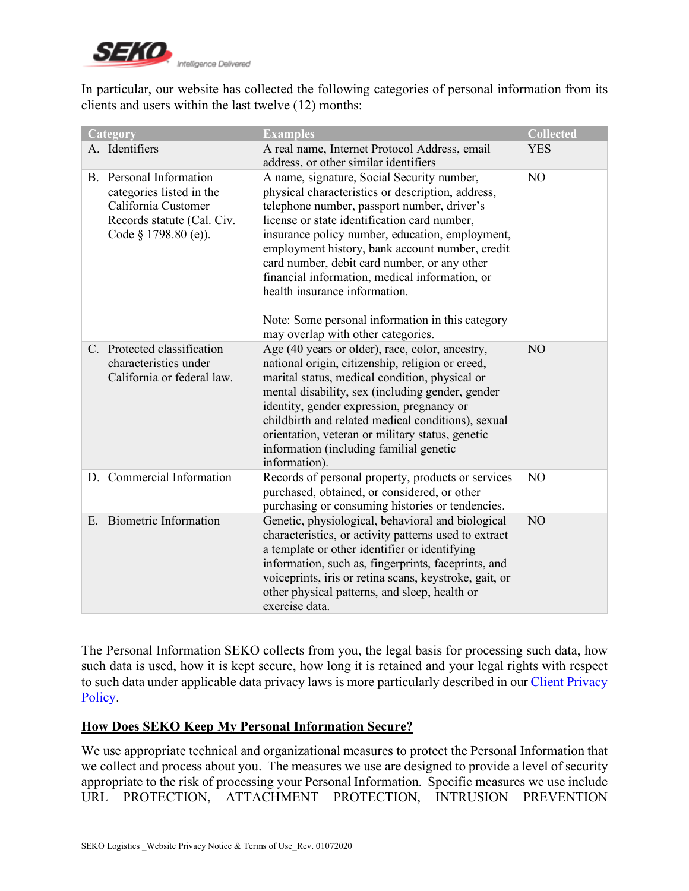In particular, our website has collected the following categories of personal information from its clients and users within the last twelve (12) months:

| Category | Examples | Collected |
|---|---|---|
| A. Identifiers | A real name, Internet Protocol Address, email address, or other similar identifiers | YES |
| B. Personal Information categories listed in the California Customer Records statute (Cal. Civ. Code § 1798.80 (e)). | A name, signature, Social Security number, physical characteristics or description, address, telephone number, passport number, driver's license or state identification card number, insurance policy number, education, employment, employment history, bank account number, credit card number, debit card number, or any other financial information, medical information, or health insurance information.<br><br>Note: Some personal information in this category may overlap with other categories. | NO |
| C. Protected classification characteristics under California or federal law. | Age (40 years or older), race, color, ancestry, national origin, citizenship, religion or creed, marital status, medical condition, physical or mental disability, sex (including gender, gender identity, gender expression, pregnancy or childbirth and related medical conditions), sexual orientation, veteran or military status, genetic information (including familial genetic information). | NO |
| D. Commercial Information | Records of personal property, products or services purchased, obtained, or considered, or other purchasing or consuming histories or tendencies. | NO |
| E. Biometric Information | Genetic, physiological, behavioral and biological characteristics, or activity patterns used to extract a template or other identifier or identifying information, such as, fingerprints, faceprints, and voiceprints, iris or retina scans, keystroke, gait, or other physical patterns, and sleep, health or exercise data. | NO |

The Personal Information SEKO collects from you, the legal basis for processing such data, how such data is used, how it is kept secure, how long it is retained and your legal rights with respect to such data under applicable data privacy laws is more particularly described in our Client Privacy Policy.

## How Does SEKO Keep My Personal Information Secure?

We use appropriate technical and organizational measures to protect the Personal Information that we collect and process about you. The measures we use are designed to provide a level of security appropriate to the risk of processing your Personal Information. Specific measures we use include URL PROTECTION, ATTACHMENT PROTECTION, INTRUSION PREVENTION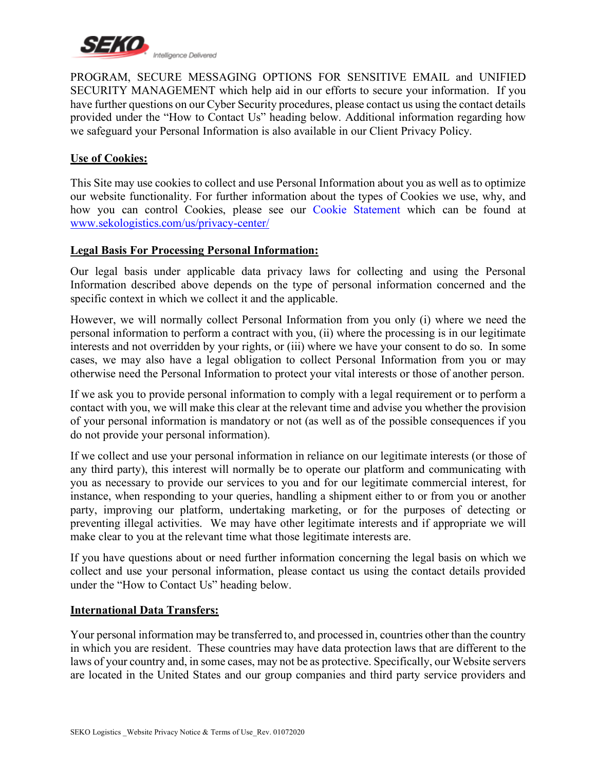PROGRAM, SECURE MESSAGING OPTIONS FOR SENSITIVE EMAIL and UNIFIED SECURITY MANAGEMENT which help aid in our efforts to secure your information. If you have further questions on our Cyber Security procedures, please contact us using the contact details provided under the "How to Contact Us" heading below. Additional information regarding how we safeguard your Personal Information is also available in our Client Privacy Policy.

## Use of Cookies:

This Site may use cookies to collect and use Personal Information about you as well as to optimize our website functionality. For further information about the types of Cookies we use, why, and how you can control Cookies, please see our Cookie Statement which can be found at [www.sekologistics.com/us/privacy-center/](www.sekologistics.com/us/privacy-center/)

## Legal Basis For Processing Personal Information:

Our legal basis under applicable data privacy laws for collecting and using the Personal Information described above depends on the type of personal information concerned and the specific context in which we collect it and the applicable.

However, we will normally collect Personal Information from you only (i) where we need the personal information to perform a contract with you, (ii) where the processing is in our legitimate interests and not overridden by your rights, or (iii) where we have your consent to do so. In some cases, we may also have a legal obligation to collect Personal Information from you or may otherwise need the Personal Information to protect your vital interests or those of another person.

If we ask you to provide personal information to comply with a legal requirement or to perform a contact with you, we will make this clear at the relevant time and advise you whether the provision of your personal information is mandatory or not (as well as of the possible consequences if you do not provide your personal information).

If we collect and use your personal information in reliance on our legitimate interests (or those of any third party), this interest will normally be to operate our platform and communicating with you as necessary to provide our services to you and for our legitimate commercial interest, for instance, when responding to your queries, handling a shipment either to or from you or another party, improving our platform, undertaking marketing, or for the purposes of detecting or preventing illegal activities. We may have other legitimate interests and if appropriate we will make clear to you at the relevant time what those legitimate interests are.

If you have questions about or need further information concerning the legal basis on which we collect and use your personal information, please contact us using the contact details provided under the "How to Contact Us" heading below.

## International Data Transfers:

Your personal information may be transferred to, and processed in, countries other than the country in which you are resident. These countries may have data protection laws that are different to the laws of your country and, in some cases, may not be as protective. Specifically, our Website servers are located in the United States and our group companies and third party service providers and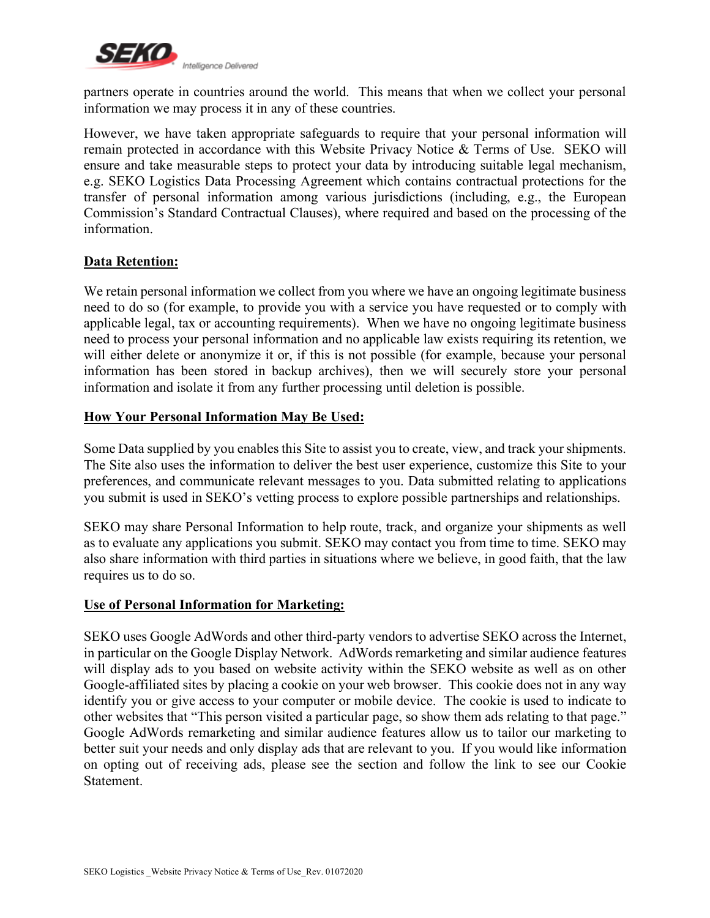partners operate in countries around the world. This means that when we collect your personal information we may process it in any of these countries.

However, we have taken appropriate safeguards to require that your personal information will remain protected in accordance with this Website Privacy Notice & Terms of Use. SEKO will ensure and take measurable steps to protect your data by introducing suitable legal mechanism, e.g. SEKO Logistics Data Processing Agreement which contains contractual protections for the transfer of personal information among various jurisdictions (including, e.g., the European Commission's Standard Contractual Clauses), where required and based on the processing of the information.

## Data Retention:

We retain personal information we collect from you where we have an ongoing legitimate business need to do so (for example, to provide you with a service you have requested or to comply with applicable legal, tax or accounting requirements). When we have no ongoing legitimate business need to process your personal information and no applicable law exists requiring its retention, we will either delete or anonymize it or, if this is not possible (for example, because your personal information has been stored in backup archives), then we will securely store your personal information and isolate it from any further processing until deletion is possible.

## How Your Personal Information May Be Used:

Some Data supplied by you enables this Site to assist you to create, view, and track your shipments. The Site also uses the information to deliver the best user experience, customize this Site to your preferences, and communicate relevant messages to you. Data submitted relating to applications you submit is used in SEKO's vetting process to explore possible partnerships and relationships.

SEKO may share Personal Information to help route, track, and organize your shipments as well as to evaluate any applications you submit. SEKO may contact you from time to time. SEKO may also share information with third parties in situations where we believe, in good faith, that the law requires us to do so.

## Use of Personal Information for Marketing:

SEKO uses Google AdWords and other third-party vendors to advertise SEKO across the Internet, in particular on the Google Display Network. AdWords remarketing and similar audience features will display ads to you based on website activity within the SEKO website as well as on other Google-affiliated sites by placing a cookie on your web browser. This cookie does not in any way identify you or give access to your computer or mobile device. The cookie is used to indicate to other websites that "This person visited a particular page, so show them ads relating to that page." Google AdWords remarketing and similar audience features allow us to tailor our marketing to better suit your needs and only display ads that are relevant to you. If you would like information on opting out of receiving ads, please see the section and follow the link to see our Cookie Statement.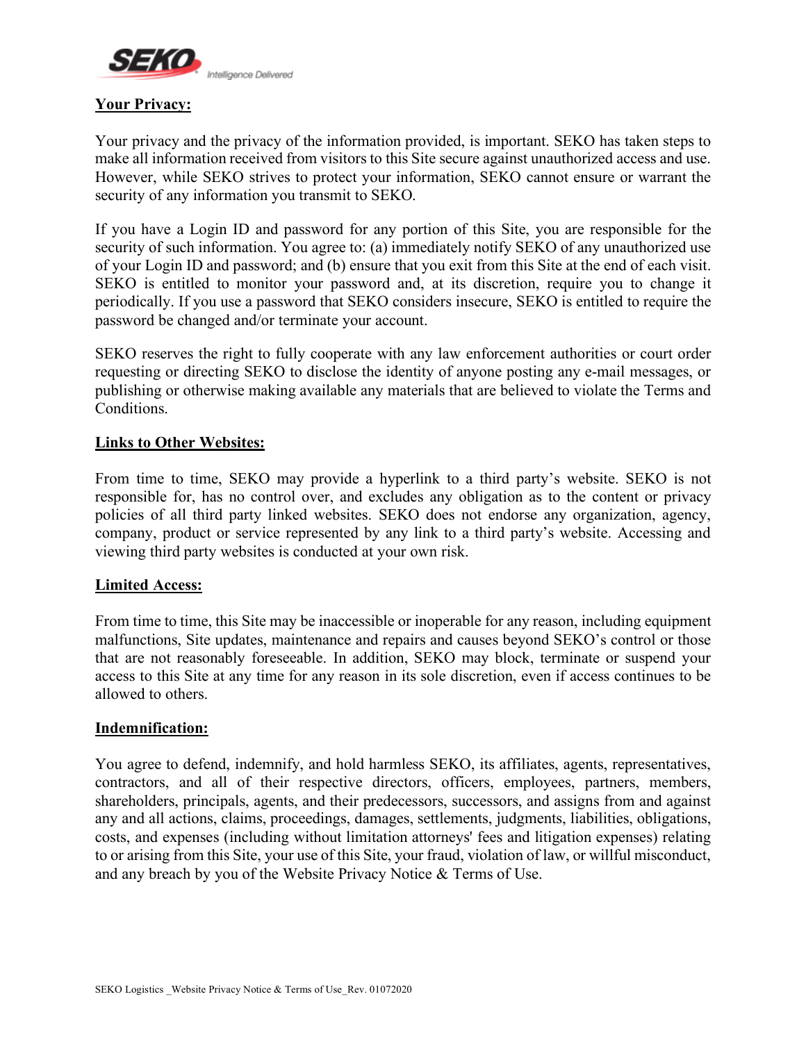## Your Privacy:

Your privacy and the privacy of the information provided, is important. SEKO has taken steps to make all information received from visitors to this Site secure against unauthorized access and use. However, while SEKO strives to protect your information, SEKO cannot ensure or warrant the security of any information you transmit to SEKO.

If you have a Login ID and password for any portion of this Site, you are responsible for the security of such information. You agree to: (a) immediately notify SEKO of any unauthorized use of your Login ID and password; and (b) ensure that you exit from this Site at the end of each visit. SEKO is entitled to monitor your password and, at its discretion, require you to change it periodically. If you use a password that SEKO considers insecure, SEKO is entitled to require the password be changed and/or terminate your account.

SEKO reserves the right to fully cooperate with any law enforcement authorities or court order requesting or directing SEKO to disclose the identity of anyone posting any e-mail messages, or publishing or otherwise making available any materials that are believed to violate the Terms and Conditions.

## Links to Other Websites:

From time to time, SEKO may provide a hyperlink to a third party's website. SEKO is not responsible for, has no control over, and excludes any obligation as to the content or privacy policies of all third party linked websites. SEKO does not endorse any organization, agency, company, product or service represented by any link to a third party's website. Accessing and viewing third party websites is conducted at your own risk.

## Limited Access:

From time to time, this Site may be inaccessible or inoperable for any reason, including equipment malfunctions, Site updates, maintenance and repairs and causes beyond SEKO's control or those that are not reasonably foreseeable. In addition, SEKO may block, terminate or suspend your access to this Site at any time for any reason in its sole discretion, even if access continues to be allowed to others.

## Indemnification:

You agree to defend, indemnify, and hold harmless SEKO, its affiliates, agents, representatives, contractors, and all of their respective directors, officers, employees, partners, members, shareholders, principals, agents, and their predecessors, successors, and assigns from and against any and all actions, claims, proceedings, damages, settlements, judgments, liabilities, obligations, costs, and expenses (including without limitation attorneys' fees and litigation expenses) relating to or arising from this Site, your use of this Site, your fraud, violation of law, or willful misconduct, and any breach by you of the Website Privacy Notice & Terms of Use.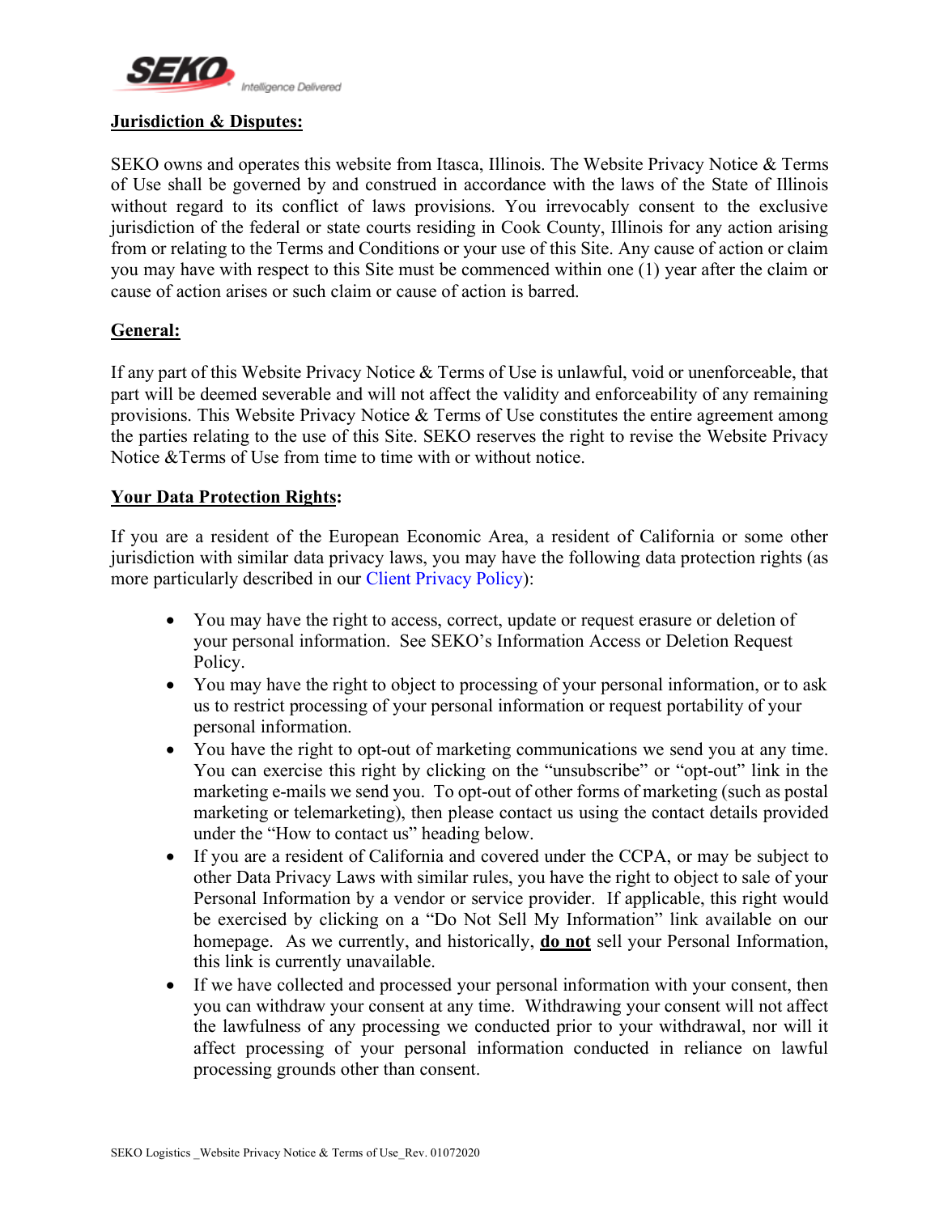**Jurisdiction & Disputes:**

SEKO owns and operates this website from Itasca, Illinois. The Website Privacy Notice & Terms of Use shall be governed by and construed in accordance with the laws of the State of Illinois without regard to its conflict of laws provisions. You irrevocably consent to the exclusive jurisdiction of the federal or state courts residing in Cook County, Illinois for any action arising from or relating to the Terms and Conditions or your use of this Site. Any cause of action or claim you may have with respect to this Site must be commenced within one (1) year after the claim or cause of action arises or such claim or cause of action is barred.

**General:**

If any part of this Website Privacy Notice & Terms of Use is unlawful, void or unenforceable, that part will be deemed severable and will not affect the validity and enforceability of any remaining provisions. This Website Privacy Notice & Terms of Use constitutes the entire agreement among the parties relating to the use of this Site. SEKO reserves the right to revise the Website Privacy Notice &Terms of Use from time to time with or without notice.

**Your Data Protection Rights:**

If you are a resident of the European Economic Area, a resident of California or some other jurisdiction with similar data privacy laws, you may have the following data protection rights (as more particularly described in our Client Privacy Policy):

- You may have the right to access, correct, update or request erasure or deletion of your personal information. See SEKO's Information Access or Deletion Request Policy.
- You may have the right to object to processing of your personal information, or to ask us to restrict processing of your personal information or request portability of your personal information.
- You have the right to opt-out of marketing communications we send you at any time. You can exercise this right by clicking on the "unsubscribe" or "opt-out" link in the marketing e-mails we send you. To opt-out of other forms of marketing (such as postal marketing or telemarketing), then please contact us using the contact details provided under the "How to contact us" heading below.
- If you are a resident of California and covered under the CCPA, or may be subject to other Data Privacy Laws with similar rules, you have the right to object to sale of your Personal Information by a vendor or service provider. If applicable, this right would be exercised by clicking on a "Do Not Sell My Information" link available on our homepage. As we currently, and historically, **do not** sell your Personal Information, this link is currently unavailable.
- If we have collected and processed your personal information with your consent, then you can withdraw your consent at any time. Withdrawing your consent will not affect the lawfulness of any processing we conducted prior to your withdrawal, nor will it affect processing of your personal information conducted in reliance on lawful processing grounds other than consent.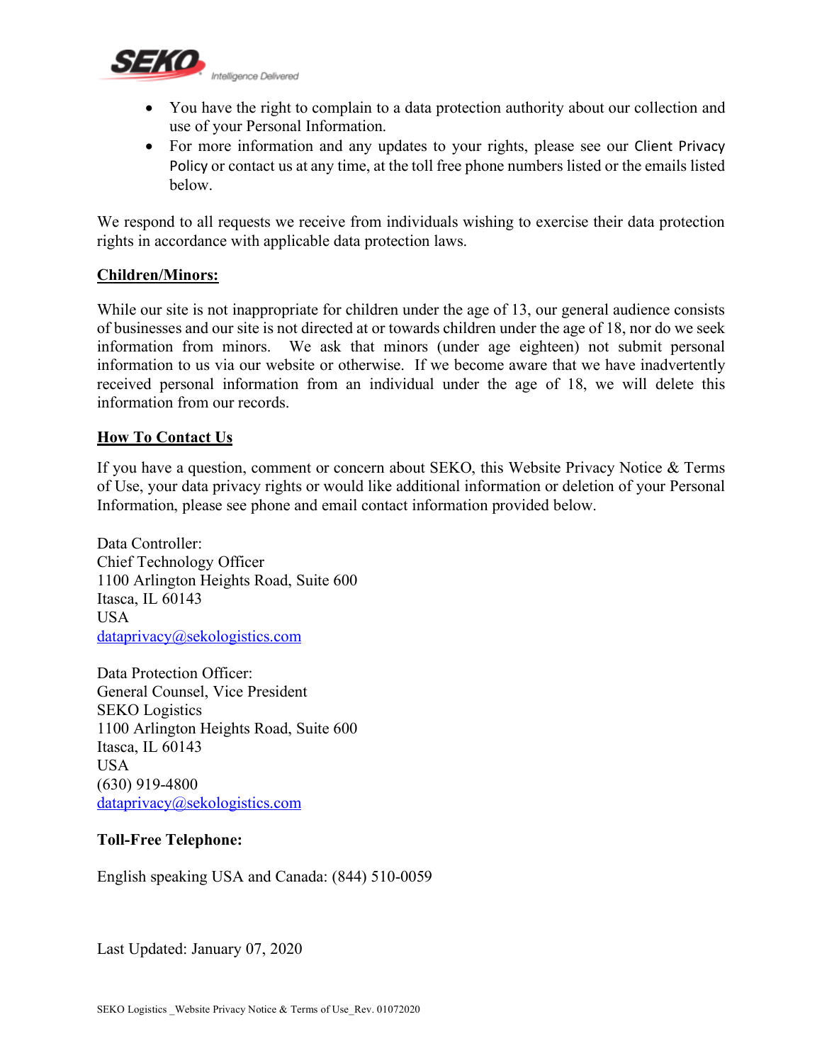- You have the right to complain to a data protection authority about our collection and use of your Personal Information.
- For more information and any updates to your rights, please see our Client Privacy Policy or contact us at any time, at the toll free phone numbers listed or the emails listed below.

We respond to all requests we receive from individuals wishing to exercise their data protection rights in accordance with applicable data protection laws.

**Children/Minors:**

While our site is not inappropriate for children under the age of 13, our general audience consists of businesses and our site is not directed at or towards children under the age of 18, nor do we seek information from minors. We ask that minors (under age eighteen) not submit personal information to us via our website or otherwise. If we become aware that we have inadvertently received personal information from an individual under the age of 18, we will delete this information from our records.

**How To Contact Us**

If you have a question, comment or concern about SEKO, this Website Privacy Notice & Terms of Use, your data privacy rights or would like additional information or deletion of your Personal Information, please see phone and email contact information provided below.

Data Controller:
Chief Technology Officer
1100 Arlington Heights Road, Suite 600
Itasca, IL 60143
USA
dataprivacy@sekologistics.com

Data Protection Officer:
General Counsel, Vice President
SEKO Logistics
1100 Arlington Heights Road, Suite 600
Itasca, IL 60143
USA
(630) 919-4800
dataprivacy@sekologistics.com

**Toll-Free Telephone:**

English speaking USA and Canada: (844) 510-0059

Last Updated: January 07, 2020